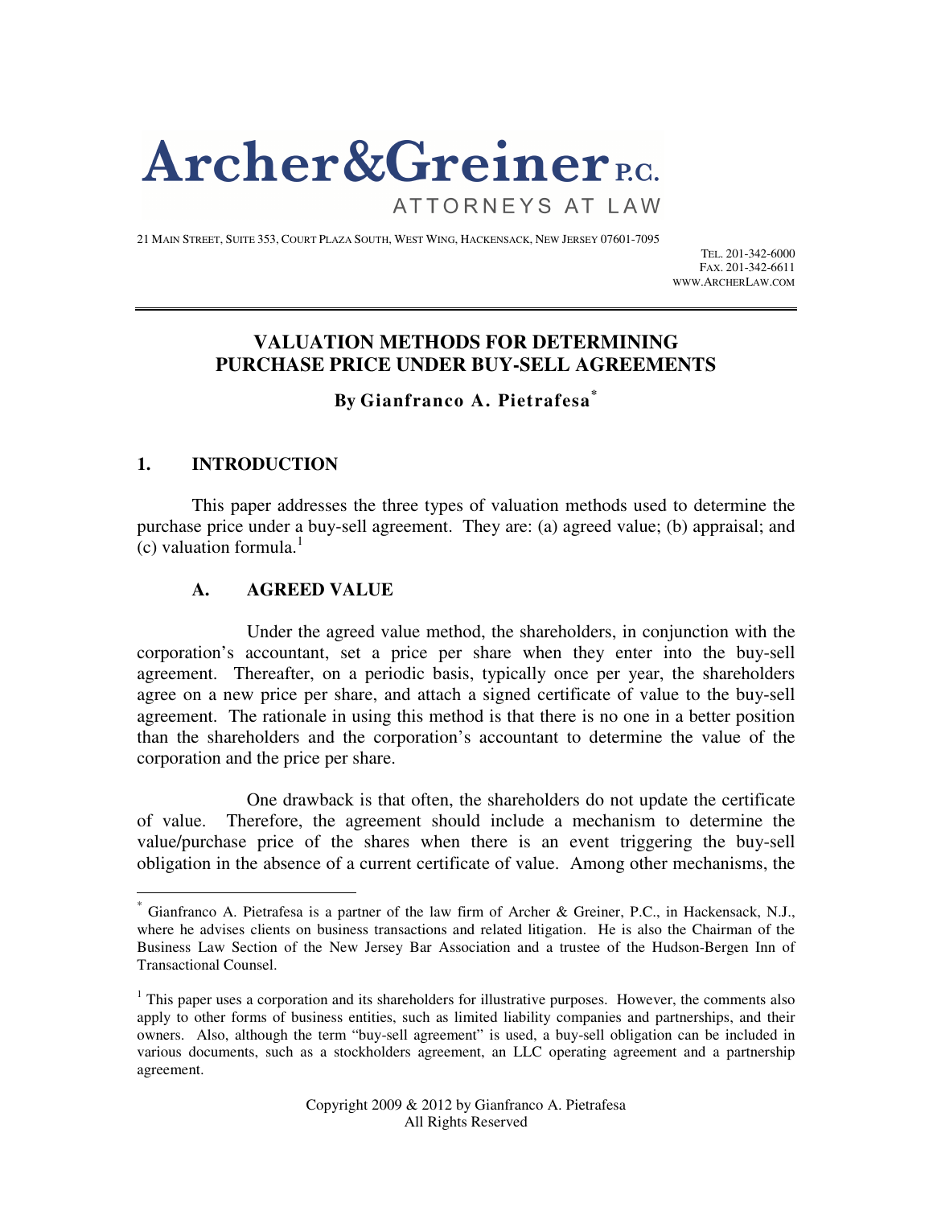# Archer&Greiner P.C.

ATTORNEYS AT LAW

21 MAIN STREET, SUITE 353, COURT PLAZA SOUTH, WEST WING, HACKENSACK, NEW JERSEY 07601-7095

TEL. 201-342-6000
FAX. 201-342-6611
WWW.ARCHERLAW.COM

## VALUATION METHODS FOR DETERMINING PURCHASE PRICE UNDER BUY-SELL AGREEMENTS

**By Gianfranco A. Pietrafesa[*]**

### 1. INTRODUCTION

This paper addresses the three types of valuation methods used to determine the purchase price under a buy-sell agreement. They are: (a) agreed value; (b) appraisal; and (c) valuation formula.[1]

#### A. AGREED VALUE

Under the agreed value method, the shareholders, in conjunction with the corporation's accountant, set a price per share when they enter into the buy-sell agreement. Thereafter, on a periodic basis, typically once per year, the shareholders agree on a new price per share, and attach a signed certificate of value to the buy-sell agreement. The rationale in using this method is that there is no one in a better position than the shareholders and the corporation's accountant to determine the value of the corporation and the price per share.

One drawback is that often, the shareholders do not update the certificate of value. Therefore, the agreement should include a mechanism to determine the value/purchase price of the shares when there is an event triggering the buy-sell obligation in the absence of a current certificate of value. Among other mechanisms, the

---

[*] Gianfranco A. Pietrafesa is a partner of the law firm of Archer & Greiner, P.C., in Hackensack, N.J., where he advises clients on business transactions and related litigation. He is also the Chairman of the Business Law Section of the New Jersey Bar Association and a trustee of the Hudson-Bergen Inn of Transactional Counsel.

[1] This paper uses a corporation and its shareholders for illustrative purposes. However, the comments also apply to other forms of business entities, such as limited liability companies and partnerships, and their owners. Also, although the term "buy-sell agreement" is used, a buy-sell obligation can be included in various documents, such as a stockholders agreement, an LLC operating agreement and a partnership agreement.

Copyright 2009 & 2012 by Gianfranco A. Pietrafesa
All Rights Reserved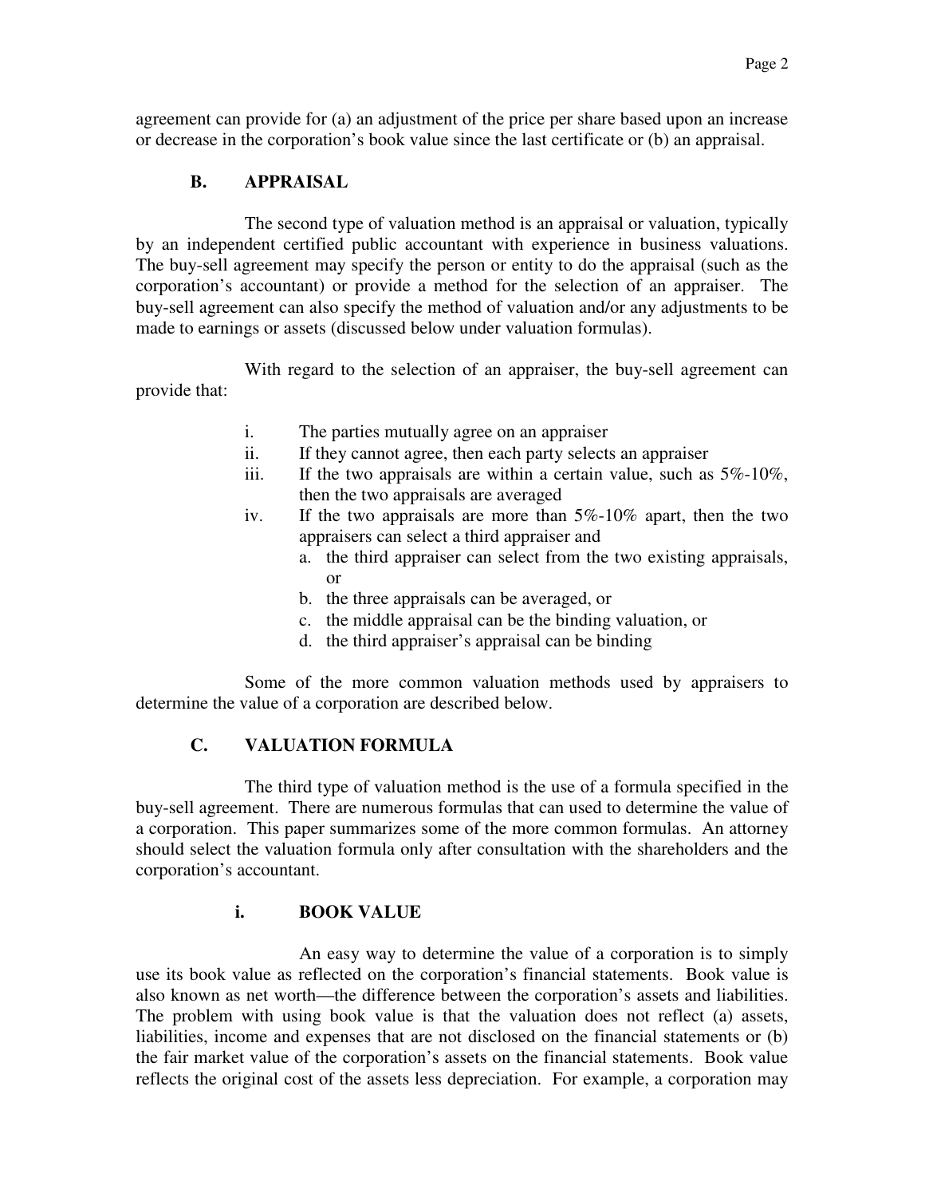agreement can provide for (a) an adjustment of the price per share based upon an increase or decrease in the corporation's book value since the last certificate or (b) an appraisal.

## B. APPRAISAL

The second type of valuation method is an appraisal or valuation, typically by an independent certified public accountant with experience in business valuations. The buy-sell agreement may specify the person or entity to do the appraisal (such as the corporation's accountant) or provide a method for the selection of an appraiser. The buy-sell agreement can also specify the method of valuation and/or any adjustments to be made to earnings or assets (discussed below under valuation formulas).

With regard to the selection of an appraiser, the buy-sell agreement can provide that:

i. The parties mutually agree on an appraiser
ii. If they cannot agree, then each party selects an appraiser
iii. If the two appraisals are within a certain value, such as 5%-10%, then the two appraisals are averaged
iv. If the two appraisals are more than 5%-10% apart, then the two appraisers can select a third appraiser and
   a. the third appraiser can select from the two existing appraisals, or
   b. the three appraisals can be averaged, or
   c. the middle appraisal can be the binding valuation, or
   d. the third appraiser's appraisal can be binding

Some of the more common valuation methods used by appraisers to determine the value of a corporation are described below.

## C. VALUATION FORMULA

The third type of valuation method is the use of a formula specified in the buy-sell agreement. There are numerous formulas that can used to determine the value of a corporation. This paper summarizes some of the more common formulas. An attorney should select the valuation formula only after consultation with the shareholders and the corporation's accountant.

### i. BOOK VALUE

An easy way to determine the value of a corporation is to simply use its book value as reflected on the corporation's financial statements. Book value is also known as net worth—the difference between the corporation's assets and liabilities. The problem with using book value is that the valuation does not reflect (a) assets, liabilities, income and expenses that are not disclosed on the financial statements or (b) the fair market value of the corporation's assets on the financial statements. Book value reflects the original cost of the assets less depreciation. For example, a corporation may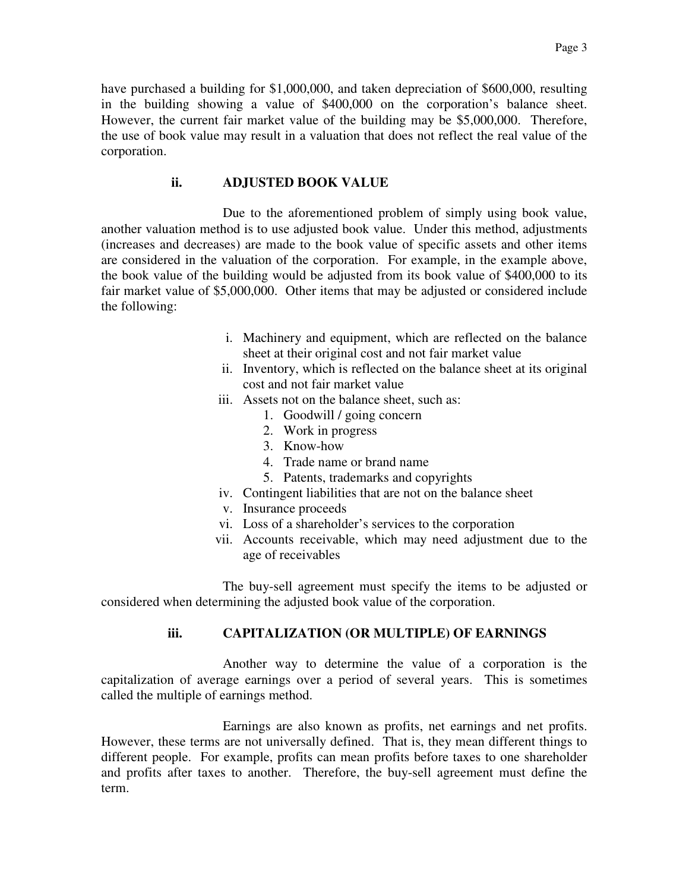have purchased a building for $1,000,000, and taken depreciation of $600,000, resulting in the building showing a value of $400,000 on the corporation's balance sheet. However, the current fair market value of the building may be $5,000,000. Therefore, the use of book value may result in a valuation that does not reflect the real value of the corporation.

### ii. ADJUSTED BOOK VALUE

Due to the aforementioned problem of simply using book value, another valuation method is to use adjusted book value. Under this method, adjustments (increases and decreases) are made to the book value of specific assets and other items are considered in the valuation of the corporation. For example, in the example above, the book value of the building would be adjusted from its book value of $400,000 to its fair market value of $5,000,000. Other items that may be adjusted or considered include the following:

- i. Machinery and equipment, which are reflected on the balance sheet at their original cost and not fair market value
- ii. Inventory, which is reflected on the balance sheet at its original cost and not fair market value
- iii. Assets not on the balance sheet, such as:
  1. Goodwill / going concern
  2. Work in progress
  3. Know-how
  4. Trade name or brand name
  5. Patents, trademarks and copyrights
- iv. Contingent liabilities that are not on the balance sheet
- v. Insurance proceeds
- vi. Loss of a shareholder's services to the corporation
- vii. Accounts receivable, which may need adjustment due to the age of receivables

The buy-sell agreement must specify the items to be adjusted or considered when determining the adjusted book value of the corporation.

### iii. CAPITALIZATION (OR MULTIPLE) OF EARNINGS

Another way to determine the value of a corporation is the capitalization of average earnings over a period of several years. This is sometimes called the multiple of earnings method.

Earnings are also known as profits, net earnings and net profits. However, these terms are not universally defined. That is, they mean different things to different people. For example, profits can mean profits before taxes to one shareholder and profits after taxes to another. Therefore, the buy-sell agreement must define the term.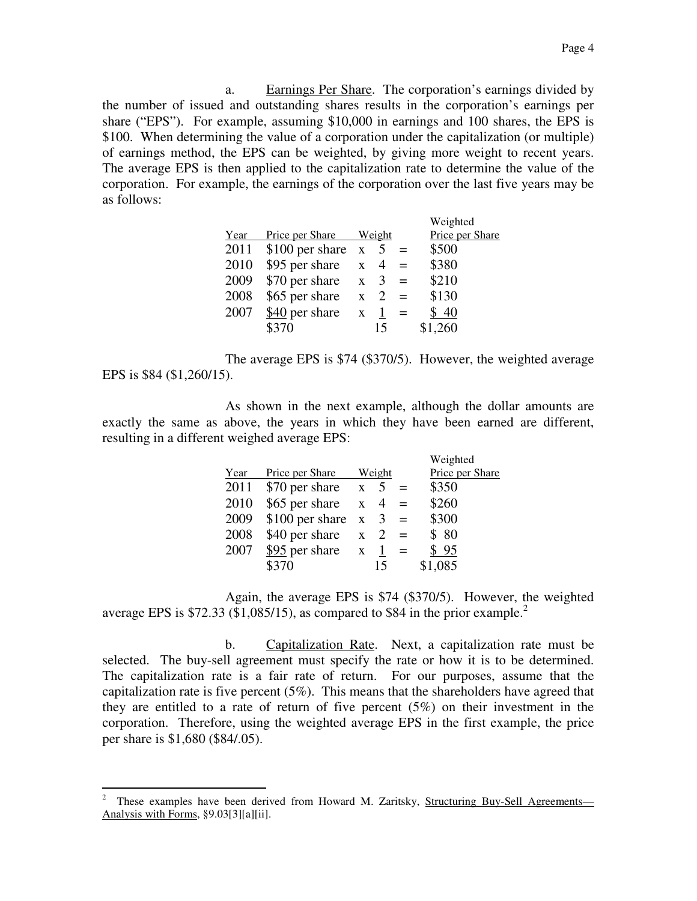a. Earnings Per Share. The corporation's earnings divided by the number of issued and outstanding shares results in the corporation's earnings per share ("EPS"). For example, assuming $10,000 in earnings and 100 shares, the EPS is $100. When determining the value of a corporation under the capitalization (or multiple) of earnings method, the EPS can be weighted, by giving more weight to recent years. The average EPS is then applied to the capitalization rate to determine the value of the corporation. For example, the earnings of the corporation over the last five years may be as follows:

| Year | Price per Share | | Weight | | Weighted Price per Share |
|---|---|---|---|---|---|
| 2011 | $100 per share | x | 5 | = | $500 |
| 2010 | $95 per share | x | 4 | = | $380 |
| 2009 | $70 per share | x | 3 | = | $210 |
| 2008 | $65 per share | x | 2 | = | $130 |
| 2007 | $40 per share | x | 1 | = | $ 40 |
| | $370 | | 15 | | $1,260 |

The average EPS is $74 ($370/5). However, the weighted average EPS is $84 ($1,260/15).

As shown in the next example, although the dollar amounts are exactly the same as above, the years in which they have been earned are different, resulting in a different weighed average EPS:

| Year | Price per Share | | Weight | | Weighted Price per Share |
|---|---|---|---|---|---|
| 2011 | $70 per share | x | 5 | = | $350 |
| 2010 | $65 per share | x | 4 | = | $260 |
| 2009 | $100 per share | x | 3 | = | $300 |
| 2008 | $40 per share | x | 2 | = | $ 80 |
| 2007 | $95 per share | x | 1 | = | $ 95 |
| | $370 | | 15 | | $1,085 |

Again, the average EPS is $74 ($370/5). However, the weighted average EPS is $72.33 ($1,085/15), as compared to $84 in the prior example.[2]

b. Capitalization Rate. Next, a capitalization rate must be selected. The buy-sell agreement must specify the rate or how it is to be determined. The capitalization rate is a fair rate of return. For our purposes, assume that the capitalization rate is five percent (5%). This means that the shareholders have agreed that they are entitled to a rate of return of five percent (5%) on their investment in the corporation. Therefore, using the weighted average EPS in the first example, the price per share is $1,680 ($84/.05).

---

[2] These examples have been derived from Howard M. Zaritsky, Structuring Buy-Sell Agreements—Analysis with Forms, §9.03[3][a][ii].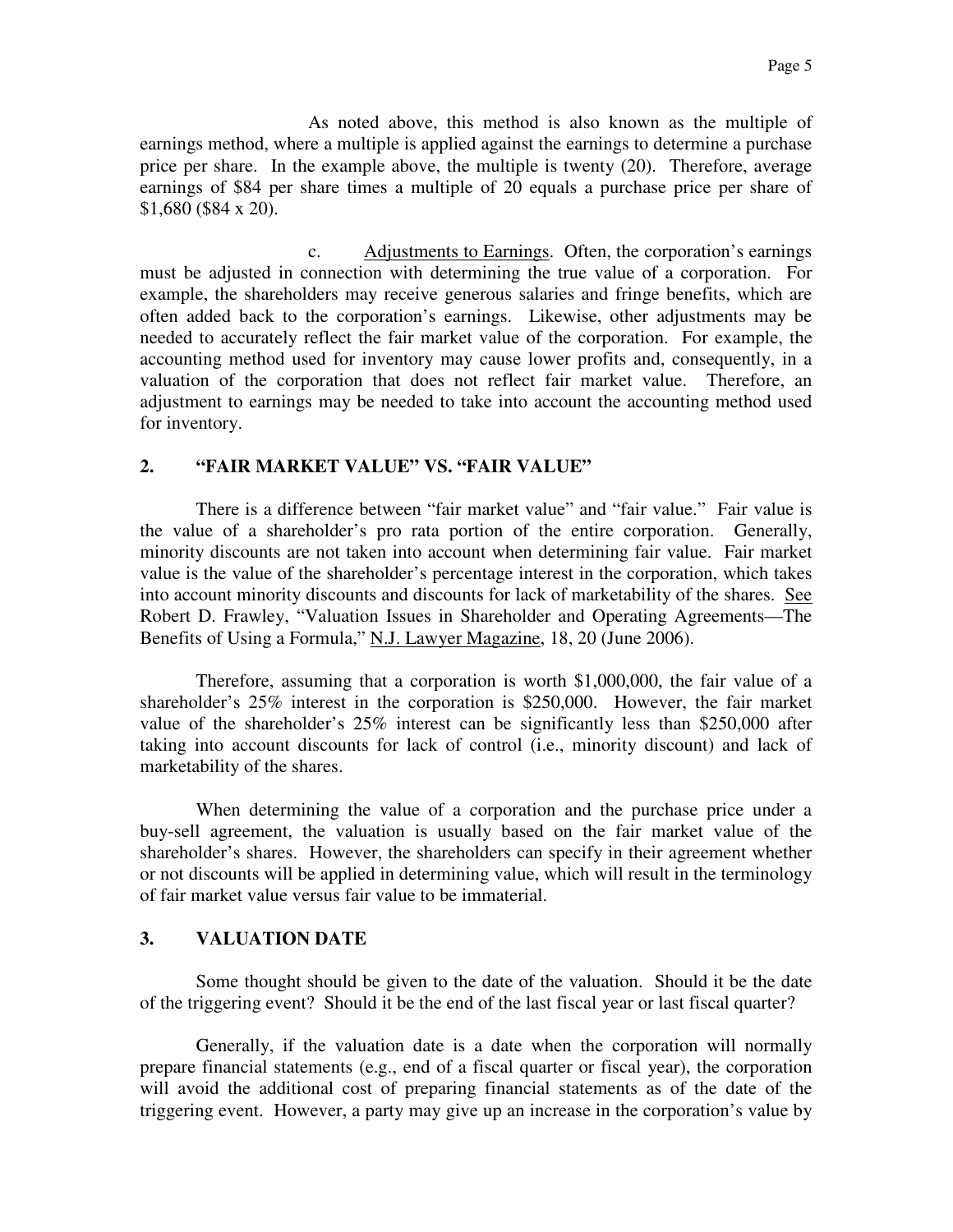As noted above, this method is also known as the multiple of earnings method, where a multiple is applied against the earnings to determine a purchase price per share. In the example above, the multiple is twenty (20). Therefore, average earnings of $84 per share times a multiple of 20 equals a purchase price per share of $1,680 ($84 x 20).

c. Adjustments to Earnings. Often, the corporation's earnings must be adjusted in connection with determining the true value of a corporation. For example, the shareholders may receive generous salaries and fringe benefits, which are often added back to the corporation's earnings. Likewise, other adjustments may be needed to accurately reflect the fair market value of the corporation. For example, the accounting method used for inventory may cause lower profits and, consequently, in a valuation of the corporation that does not reflect fair market value. Therefore, an adjustment to earnings may be needed to take into account the accounting method used for inventory.

## 2. "FAIR MARKET VALUE" VS. "FAIR VALUE"

There is a difference between "fair market value" and "fair value." Fair value is the value of a shareholder's pro rata portion of the entire corporation. Generally, minority discounts are not taken into account when determining fair value. Fair market value is the value of the shareholder's percentage interest in the corporation, which takes into account minority discounts and discounts for lack of marketability of the shares. See Robert D. Frawley, "Valuation Issues in Shareholder and Operating Agreements—The Benefits of Using a Formula," N.J. Lawyer Magazine, 18, 20 (June 2006).

Therefore, assuming that a corporation is worth $1,000,000, the fair value of a shareholder's 25% interest in the corporation is $250,000. However, the fair market value of the shareholder's 25% interest can be significantly less than $250,000 after taking into account discounts for lack of control (i.e., minority discount) and lack of marketability of the shares.

When determining the value of a corporation and the purchase price under a buy-sell agreement, the valuation is usually based on the fair market value of the shareholder's shares. However, the shareholders can specify in their agreement whether or not discounts will be applied in determining value, which will result in the terminology of fair market value versus fair value to be immaterial.

## 3. VALUATION DATE

Some thought should be given to the date of the valuation. Should it be the date of the triggering event? Should it be the end of the last fiscal year or last fiscal quarter?

Generally, if the valuation date is a date when the corporation will normally prepare financial statements (e.g., end of a fiscal quarter or fiscal year), the corporation will avoid the additional cost of preparing financial statements as of the date of the triggering event. However, a party may give up an increase in the corporation's value by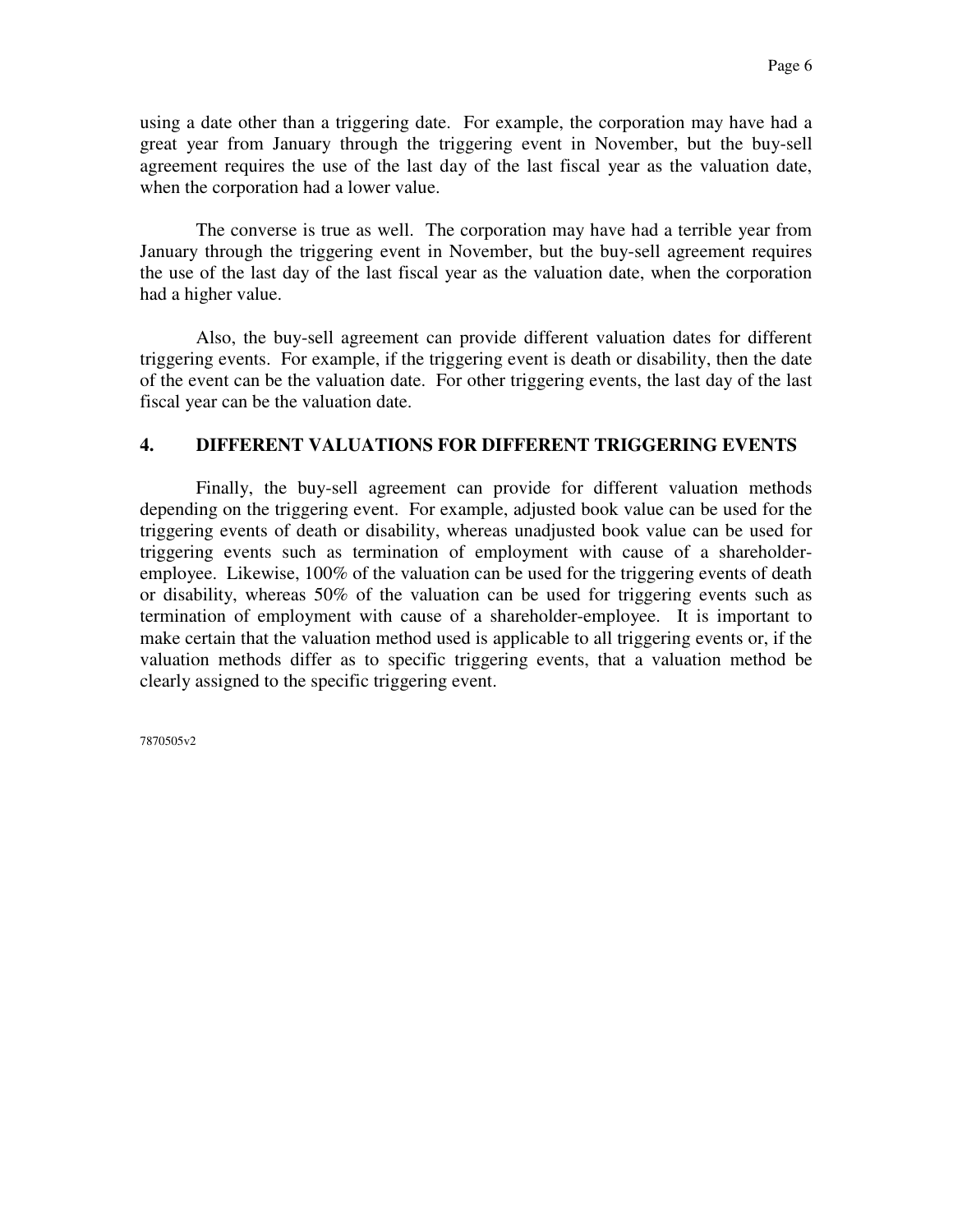using a date other than a triggering date. For example, the corporation may have had a great year from January through the triggering event in November, but the buy-sell agreement requires the use of the last day of the last fiscal year as the valuation date, when the corporation had a lower value.

The converse is true as well. The corporation may have had a terrible year from January through the triggering event in November, but the buy-sell agreement requires the use of the last day of the last fiscal year as the valuation date, when the corporation had a higher value.

Also, the buy-sell agreement can provide different valuation dates for different triggering events. For example, if the triggering event is death or disability, then the date of the event can be the valuation date. For other triggering events, the last day of the last fiscal year can be the valuation date.

## 4. DIFFERENT VALUATIONS FOR DIFFERENT TRIGGERING EVENTS

Finally, the buy-sell agreement can provide for different valuation methods depending on the triggering event. For example, adjusted book value can be used for the triggering events of death or disability, whereas unadjusted book value can be used for triggering events such as termination of employment with cause of a shareholder-employee. Likewise, 100% of the valuation can be used for the triggering events of death or disability, whereas 50% of the valuation can be used for triggering events such as termination of employment with cause of a shareholder-employee. It is important to make certain that the valuation method used is applicable to all triggering events or, if the valuation methods differ as to specific triggering events, that a valuation method be clearly assigned to the specific triggering event.

7870505v2